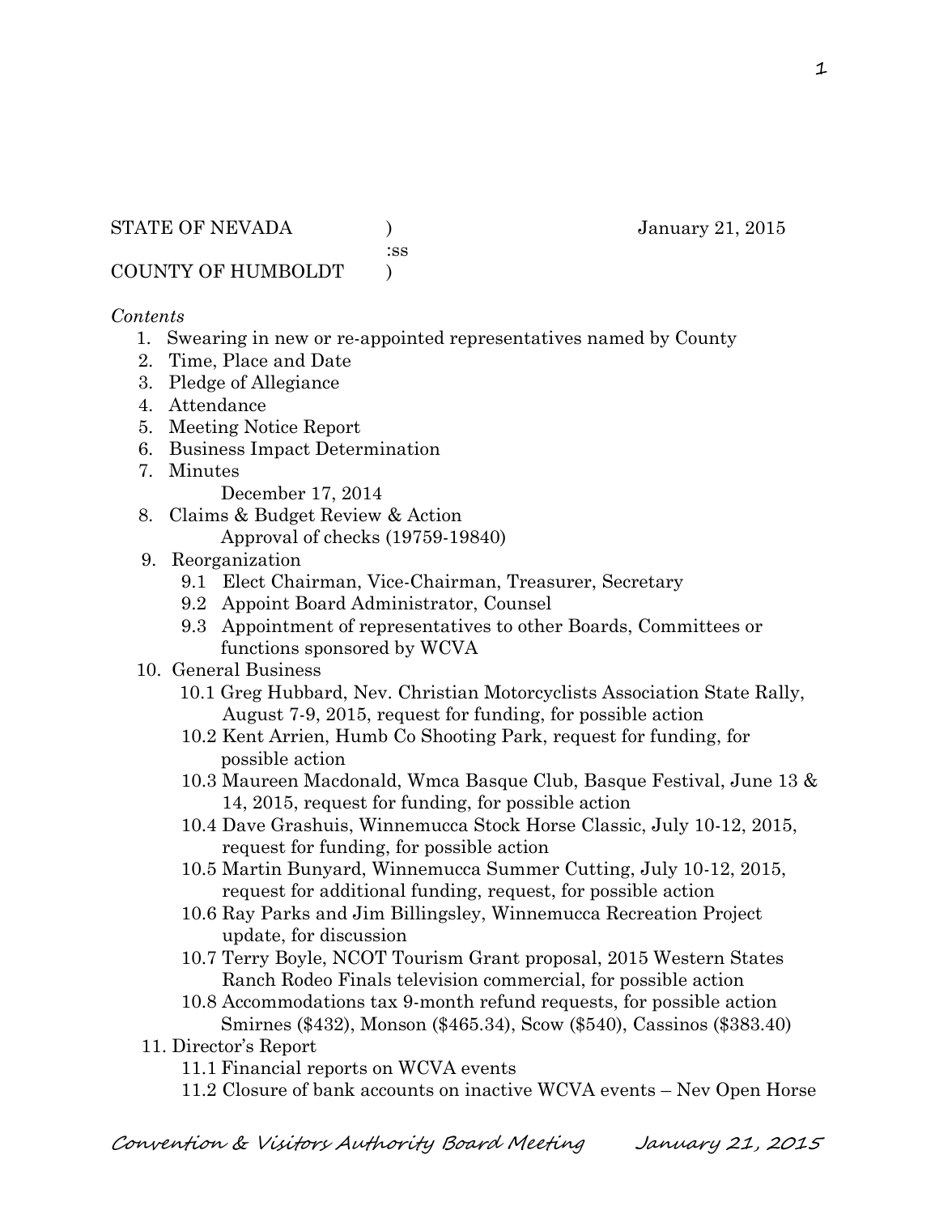STATE OF NEVADA ) January 21, 2015
:ss
COUNTY OF HUMBOLDT )

*Contents*

1. Swearing in new or re-appointed representatives named by County
2. Time, Place and Date
3. Pledge of Allegiance
4. Attendance
5. Meeting Notice Report
6. Business Impact Determination
7. Minutes
   December 17, 2014
8. Claims & Budget Review & Action
   Approval of checks (19759-19840)
9. Reorganization
   - 9.1 Elect Chairman, Vice-Chairman, Treasurer, Secretary
   - 9.2 Appoint Board Administrator, Counsel
   - 9.3 Appointment of representatives to other Boards, Committees or functions sponsored by WCVA
10. General Business
    - 10.1 Greg Hubbard, Nev. Christian Motorcyclists Association State Rally, August 7-9, 2015, request for funding, for possible action
    - 10.2 Kent Arrien, Humb Co Shooting Park, request for funding, for possible action
    - 10.3 Maureen Macdonald, Wmca Basque Club, Basque Festival, June 13 & 14, 2015, request for funding, for possible action
    - 10.4 Dave Grashuis, Winnemucca Stock Horse Classic, July 10-12, 2015, request for funding, for possible action
    - 10.5 Martin Bunyard, Winnemucca Summer Cutting, July 10-12, 2015, request for additional funding, request, for possible action
    - 10.6 Ray Parks and Jim Billingsley, Winnemucca Recreation Project update, for discussion
    - 10.7 Terry Boyle, NCOT Tourism Grant proposal, 2015 Western States Ranch Rodeo Finals television commercial, for possible action
    - 10.8 Accommodations tax 9-month refund requests, for possible action Smirnes ($432), Monson ($465.34), Scow ($540), Cassinos ($383.40)
11. Director's Report
    - 11.1 Financial reports on WCVA events
    - 11.2 Closure of bank accounts on inactive WCVA events – Nev Open Horse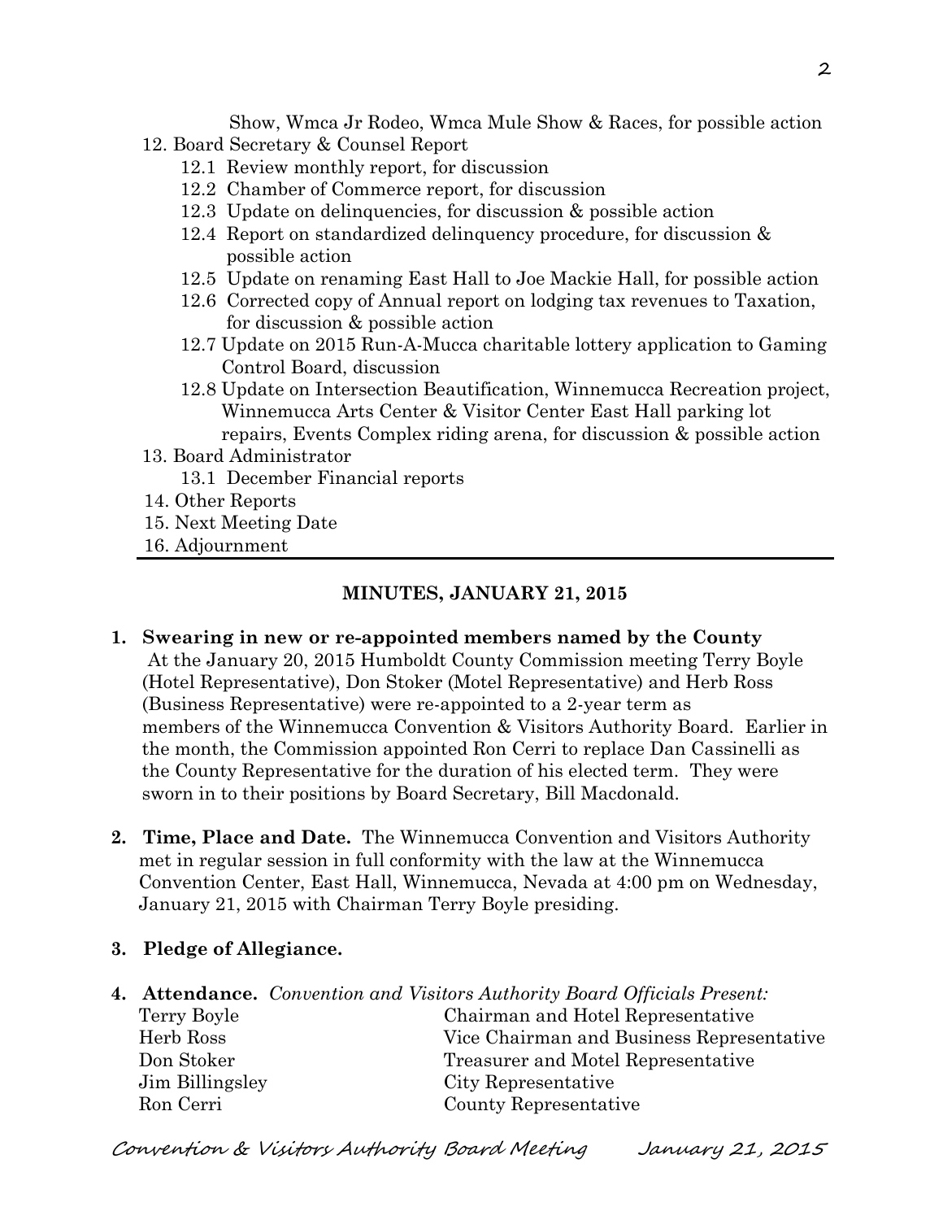Show, Wmca Jr Rodeo, Wmca Mule Show & Races, for possible action

12. Board Secretary & Counsel Report
    - 12.1 Review monthly report, for discussion
    - 12.2 Chamber of Commerce report, for discussion
    - 12.3 Update on delinquencies, for discussion & possible action
    - 12.4 Report on standardized delinquency procedure, for discussion & possible action
    - 12.5 Update on renaming East Hall to Joe Mackie Hall, for possible action
    - 12.6 Corrected copy of Annual report on lodging tax revenues to Taxation, for discussion & possible action
    - 12.7 Update on 2015 Run-A-Mucca charitable lottery application to Gaming Control Board, discussion
    - 12.8 Update on Intersection Beautification, Winnemucca Recreation project, Winnemucca Arts Center & Visitor Center East Hall parking lot repairs, Events Complex riding arena, for discussion & possible action
13. Board Administrator
    - 13.1 December Financial reports
14. Other Reports
15. Next Meeting Date
16. Adjournment

---

## MINUTES, JANUARY 21, 2015

**1. Swearing in new or re-appointed members named by the County**
At the January 20, 2015 Humboldt County Commission meeting Terry Boyle (Hotel Representative), Don Stoker (Motel Representative) and Herb Ross (Business Representative) were re-appointed to a 2-year term as members of the Winnemucca Convention & Visitors Authority Board. Earlier in the month, the Commission appointed Ron Cerri to replace Dan Cassinelli as the County Representative for the duration of his elected term. They were sworn in to their positions by Board Secretary, Bill Macdonald.

**2. Time, Place and Date.** The Winnemucca Convention and Visitors Authority met in regular session in full conformity with the law at the Winnemucca Convention Center, East Hall, Winnemucca, Nevada at 4:00 pm on Wednesday, January 21, 2015 with Chairman Terry Boyle presiding.

**3. Pledge of Allegiance.**

**4. Attendance.** *Convention and Visitors Authority Board Officials Present:*

| | |
|---|---|
| Terry Boyle | Chairman and Hotel Representative |
| Herb Ross | Vice Chairman and Business Representative |
| Don Stoker | Treasurer and Motel Representative |
| Jim Billingsley | City Representative |
| Ron Cerri | County Representative |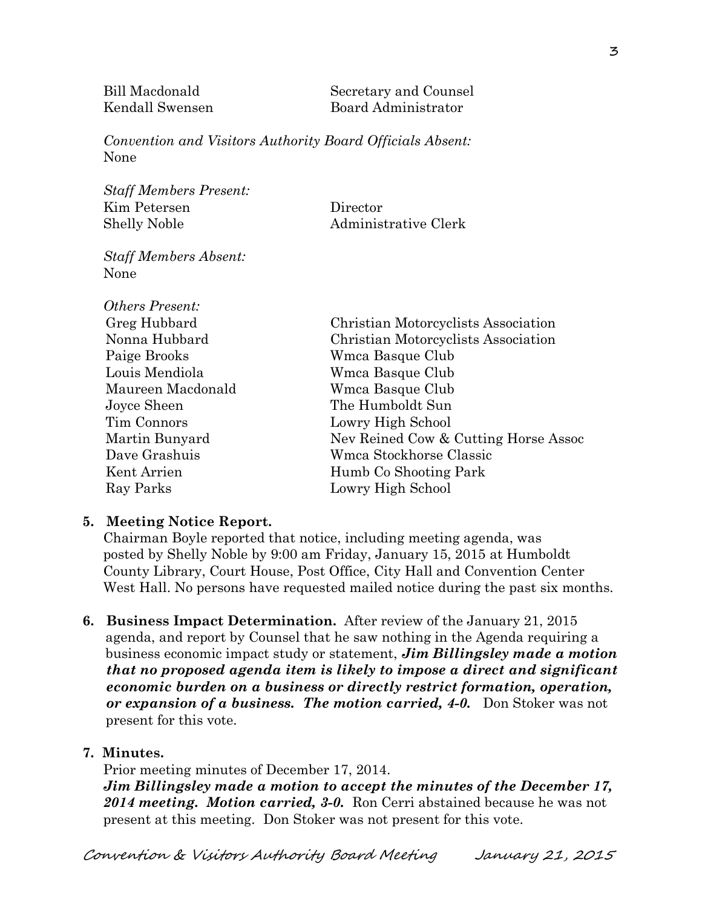| | |
|---|---|
| Bill Macdonald | Secretary and Counsel |
| Kendall Swensen | Board Administrator |

*Convention and Visitors Authority Board Officials Absent:*
None

*Staff Members Present:*

| | |
|---|---|
| Kim Petersen | Director |
| Shelly Noble | Administrative Clerk |

*Staff Members Absent:*
None

*Others Present:*

| | |
|---|---|
| Greg Hubbard | Christian Motorcyclists Association |
| Nonna Hubbard | Christian Motorcyclists Association |
| Paige Brooks | Wmca Basque Club |
| Louis Mendiola | Wmca Basque Club |
| Maureen Macdonald | Wmca Basque Club |
| Joyce Sheen | The Humboldt Sun |
| Tim Connors | Lowry High School |
| Martin Bunyard | Nev Reined Cow & Cutting Horse Assoc |
| Dave Grashuis | Wmca Stockhorse Classic |
| Kent Arrien | Humb Co Shooting Park |
| Ray Parks | Lowry High School |

**5. Meeting Notice Report.**
Chairman Boyle reported that notice, including meeting agenda, was posted by Shelly Noble by 9:00 am Friday, January 15, 2015 at Humboldt County Library, Court House, Post Office, City Hall and Convention Center West Hall. No persons have requested mailed notice during the past six months.

**6. Business Impact Determination.** After review of the January 21, 2015 agenda, and report by Counsel that he saw nothing in the Agenda requiring a business economic impact study or statement, ***Jim Billingsley made a motion that no proposed agenda item is likely to impose a direct and significant economic burden on a business or directly restrict formation, operation, or expansion of a business. The motion carried, 4-0.*** Don Stoker was not present for this vote.

**7. Minutes.**
Prior meeting minutes of December 17, 2014.
***Jim Billingsley made a motion to accept the minutes of the December 17, 2014 meeting. Motion carried, 3-0.*** Ron Cerri abstained because he was not present at this meeting. Don Stoker was not present for this vote.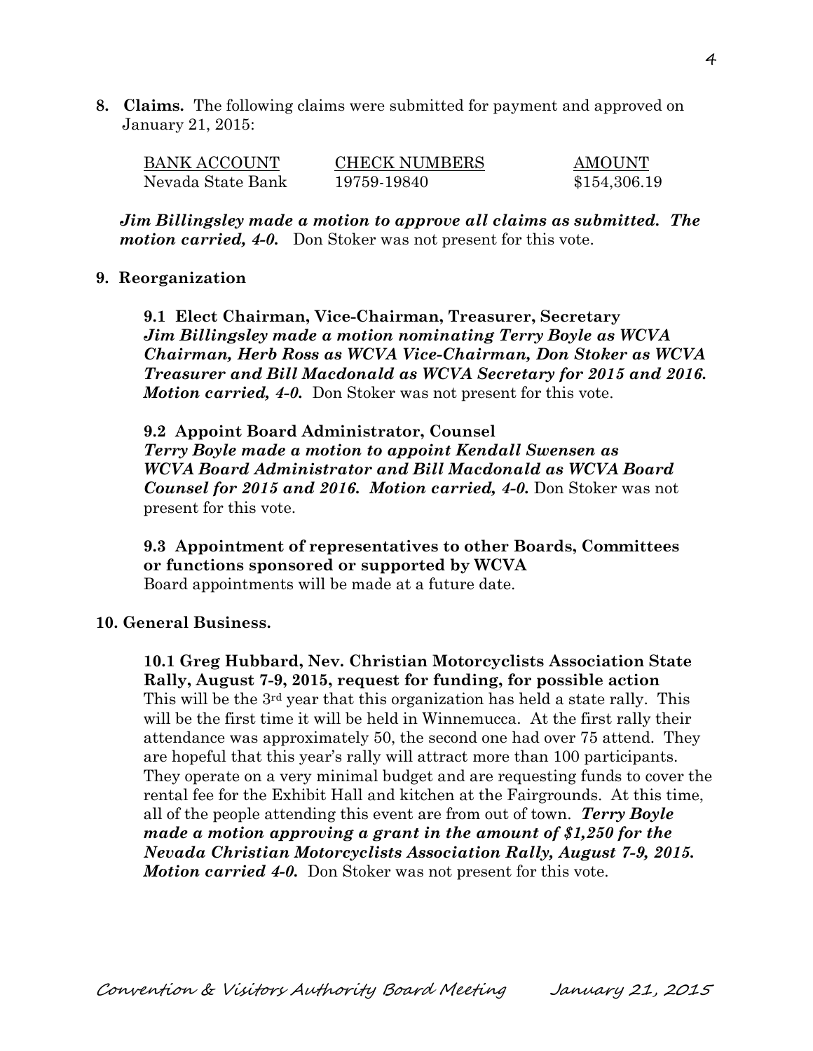**8. Claims.** The following claims were submitted for payment and approved on January 21, 2015:

| BANK ACCOUNT | CHECK NUMBERS | AMOUNT |
| --- | --- | --- |
| Nevada State Bank | 19759-19840 | $154,306.19 |

***Jim Billingsley made a motion to approve all claims as submitted. The motion carried, 4-0.*** Don Stoker was not present for this vote.

**9. Reorganization**

**9.1 Elect Chairman, Vice-Chairman, Treasurer, Secretary**
***Jim Billingsley made a motion nominating Terry Boyle as WCVA Chairman, Herb Ross as WCVA Vice-Chairman, Don Stoker as WCVA Treasurer and Bill Macdonald as WCVA Secretary for 2015 and 2016. Motion carried, 4-0.*** Don Stoker was not present for this vote.

**9.2 Appoint Board Administrator, Counsel**
***Terry Boyle made a motion to appoint Kendall Swensen as WCVA Board Administrator and Bill Macdonald as WCVA Board Counsel for 2015 and 2016. Motion carried, 4-0.*** Don Stoker was not present for this vote.

**9.3 Appointment of representatives to other Boards, Committees or functions sponsored or supported by WCVA**
Board appointments will be made at a future date.

**10. General Business.**

**10.1 Greg Hubbard, Nev. Christian Motorcyclists Association State Rally, August 7-9, 2015, request for funding, for possible action**
This will be the 3rd year that this organization has held a state rally. This will be the first time it will be held in Winnemucca. At the first rally their attendance was approximately 50, the second one had over 75 attend. They are hopeful that this year's rally will attract more than 100 participants. They operate on a very minimal budget and are requesting funds to cover the rental fee for the Exhibit Hall and kitchen at the Fairgrounds. At this time, all of the people attending this event are from out of town. ***Terry Boyle made a motion approving a grant in the amount of $1,250 for the Nevada Christian Motorcyclists Association Rally, August 7-9, 2015. Motion carried 4-0.*** Don Stoker was not present for this vote.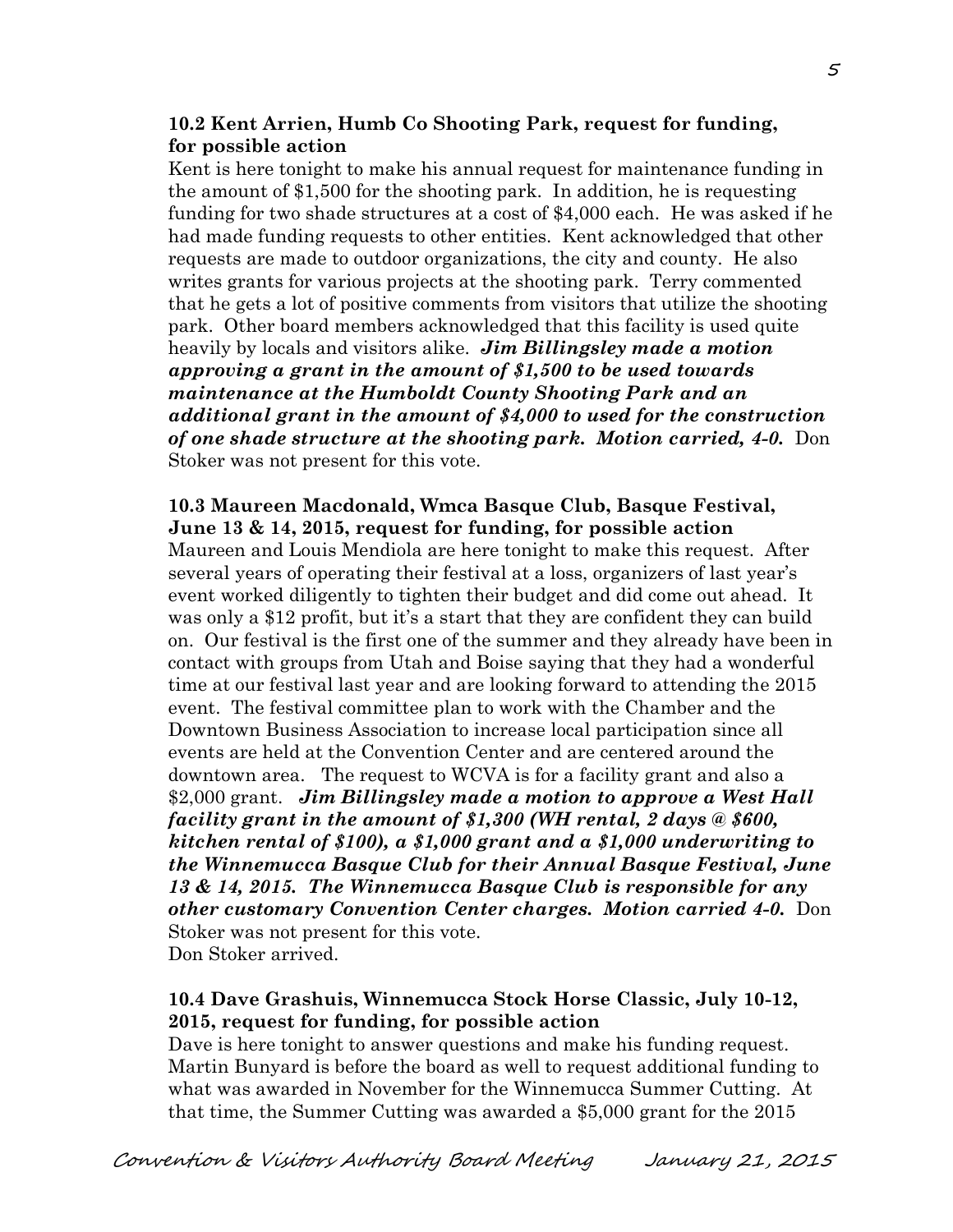**10.2 Kent Arrien, Humb Co Shooting Park, request for funding, for possible action**

Kent is here tonight to make his annual request for maintenance funding in the amount of $1,500 for the shooting park. In addition, he is requesting funding for two shade structures at a cost of $4,000 each. He was asked if he had made funding requests to other entities. Kent acknowledged that other requests are made to outdoor organizations, the city and county. He also writes grants for various projects at the shooting park. Terry commented that he gets a lot of positive comments from visitors that utilize the shooting park. Other board members acknowledged that this facility is used quite heavily by locals and visitors alike. ***Jim Billingsley made a motion approving a grant in the amount of $1,500 to be used towards maintenance at the Humboldt County Shooting Park and an additional grant in the amount of $4,000 to used for the construction of one shade structure at the shooting park. Motion carried, 4-0.*** Don Stoker was not present for this vote.

**10.3 Maureen Macdonald, Wmca Basque Club, Basque Festival, June 13 & 14, 2015, request for funding, for possible action**

Maureen and Louis Mendiola are here tonight to make this request. After several years of operating their festival at a loss, organizers of last year's event worked diligently to tighten their budget and did come out ahead. It was only a $12 profit, but it's a start that they are confident they can build on. Our festival is the first one of the summer and they already have been in contact with groups from Utah and Boise saying that they had a wonderful time at our festival last year and are looking forward to attending the 2015 event. The festival committee plan to work with the Chamber and the Downtown Business Association to increase local participation since all events are held at the Convention Center and are centered around the downtown area. The request to WCVA is for a facility grant and also a $2,000 grant. ***Jim Billingsley made a motion to approve a West Hall facility grant in the amount of $1,300 (WH rental, 2 days @ $600, kitchen rental of $100), a $1,000 grant and a $1,000 underwriting to the Winnemucca Basque Club for their Annual Basque Festival, June 13 & 14, 2015. The Winnemucca Basque Club is responsible for any other customary Convention Center charges. Motion carried 4-0.*** Don Stoker was not present for this vote.

Don Stoker arrived.

**10.4 Dave Grashuis, Winnemucca Stock Horse Classic, July 10-12, 2015, request for funding, for possible action**

Dave is here tonight to answer questions and make his funding request. Martin Bunyard is before the board as well to request additional funding to what was awarded in November for the Winnemucca Summer Cutting. At that time, the Summer Cutting was awarded a $5,000 grant for the 2015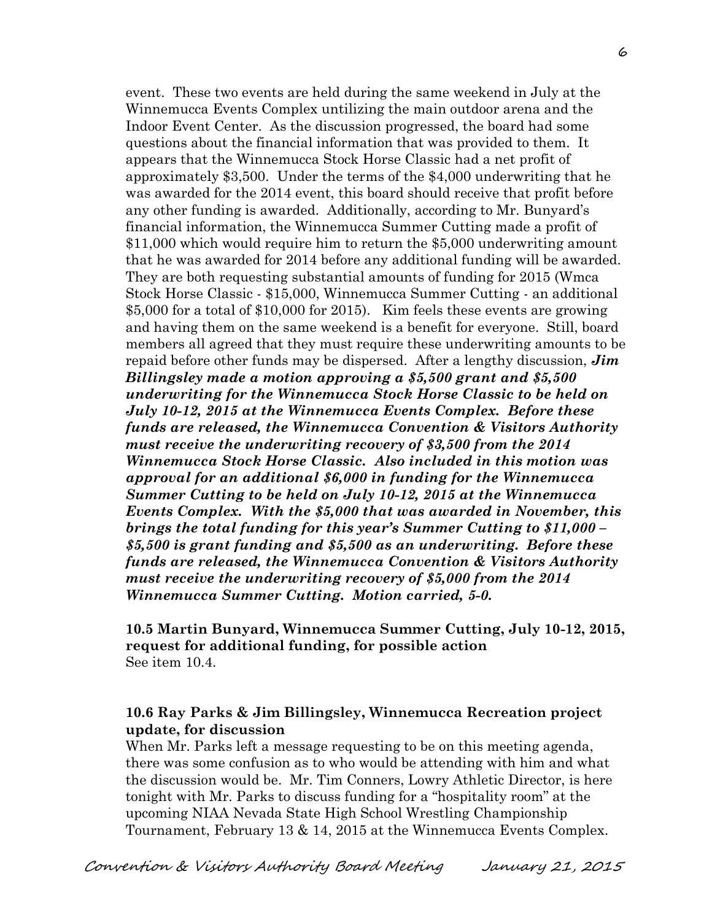event. These two events are held during the same weekend in July at the Winnemucca Events Complex untilizing the main outdoor arena and the Indoor Event Center. As the discussion progressed, the board had some questions about the financial information that was provided to them. It appears that the Winnemucca Stock Horse Classic had a net profit of approximately $3,500. Under the terms of the $4,000 underwriting that he was awarded for the 2014 event, this board should receive that profit before any other funding is awarded. Additionally, according to Mr. Bunyard's financial information, the Winnemucca Summer Cutting made a profit of $11,000 which would require him to return the $5,000 underwriting amount that he was awarded for 2014 before any additional funding will be awarded. They are both requesting substantial amounts of funding for 2015 (Wmca Stock Horse Classic - $15,000, Winnemucca Summer Cutting - an additional $5,000 for a total of $10,000 for 2015). Kim feels these events are growing and having them on the same weekend is a benefit for everyone. Still, board members all agreed that they must require these underwriting amounts to be repaid before other funds may be dispersed. After a lengthy discussion, ***Jim Billingsley made a motion approving a $5,500 grant and $5,500 underwriting for the Winnemucca Stock Horse Classic to be held on July 10-12, 2015 at the Winnemucca Events Complex. Before these funds are released, the Winnemucca Convention & Visitors Authority must receive the underwriting recovery of $3,500 from the 2014 Winnemucca Stock Horse Classic. Also included in this motion was approval for an additional $6,000 in funding for the Winnemucca Summer Cutting to be held on July 10-12, 2015 at the Winnemucca Events Complex. With the $5,000 that was awarded in November, this brings the total funding for this year's Summer Cutting to $11,000 – $5,500 is grant funding and $5,500 as an underwriting. Before these funds are released, the Winnemucca Convention & Visitors Authority must receive the underwriting recovery of $5,000 from the 2014 Winnemucca Summer Cutting. Motion carried, 5-0.***

**10.5 Martin Bunyard, Winnemucca Summer Cutting, July 10-12, 2015, request for additional funding, for possible action**

See item 10.4.

**10.6 Ray Parks & Jim Billingsley, Winnemucca Recreation project update, for discussion**

When Mr. Parks left a message requesting to be on this meeting agenda, there was some confusion as to who would be attending with him and what the discussion would be. Mr. Tim Conners, Lowry Athletic Director, is here tonight with Mr. Parks to discuss funding for a "hospitality room" at the upcoming NIAA Nevada State High School Wrestling Championship Tournament, February 13 & 14, 2015 at the Winnemucca Events Complex.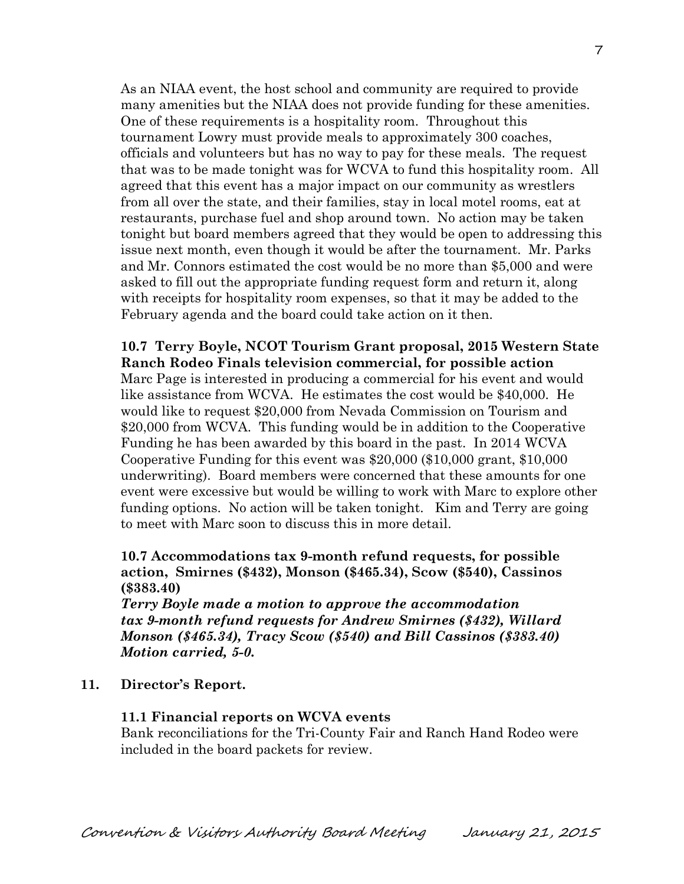As an NIAA event, the host school and community are required to provide many amenities but the NIAA does not provide funding for these amenities. One of these requirements is a hospitality room. Throughout this tournament Lowry must provide meals to approximately 300 coaches, officials and volunteers but has no way to pay for these meals. The request that was to be made tonight was for WCVA to fund this hospitality room. All agreed that this event has a major impact on our community as wrestlers from all over the state, and their families, stay in local motel rooms, eat at restaurants, purchase fuel and shop around town. No action may be taken tonight but board members agreed that they would be open to addressing this issue next month, even though it would be after the tournament. Mr. Parks and Mr. Connors estimated the cost would be no more than $5,000 and were asked to fill out the appropriate funding request form and return it, along with receipts for hospitality room expenses, so that it may be added to the February agenda and the board could take action on it then.

**10.7 Terry Boyle, NCOT Tourism Grant proposal, 2015 Western State Ranch Rodeo Finals television commercial, for possible action**

Marc Page is interested in producing a commercial for his event and would like assistance from WCVA. He estimates the cost would be $40,000. He would like to request $20,000 from Nevada Commission on Tourism and $20,000 from WCVA. This funding would be in addition to the Cooperative Funding he has been awarded by this board in the past. In 2014 WCVA Cooperative Funding for this event was $20,000 ($10,000 grant, $10,000 underwriting). Board members were concerned that these amounts for one event were excessive but would be willing to work with Marc to explore other funding options. No action will be taken tonight. Kim and Terry are going to meet with Marc soon to discuss this in more detail.

**10.7 Accommodations tax 9-month refund requests, for possible action, Smirnes ($432), Monson ($465.34), Scow ($540), Cassinos ($383.40)**

***Terry Boyle made a motion to approve the accommodation tax 9-month refund requests for Andrew Smirnes ($432), Willard Monson ($465.34), Tracy Scow ($540) and Bill Cassinos ($383.40) Motion carried, 5-0.***

## 11. Director's Report.

**11.1 Financial reports on WCVA events**

Bank reconciliations for the Tri-County Fair and Ranch Hand Rodeo were included in the board packets for review.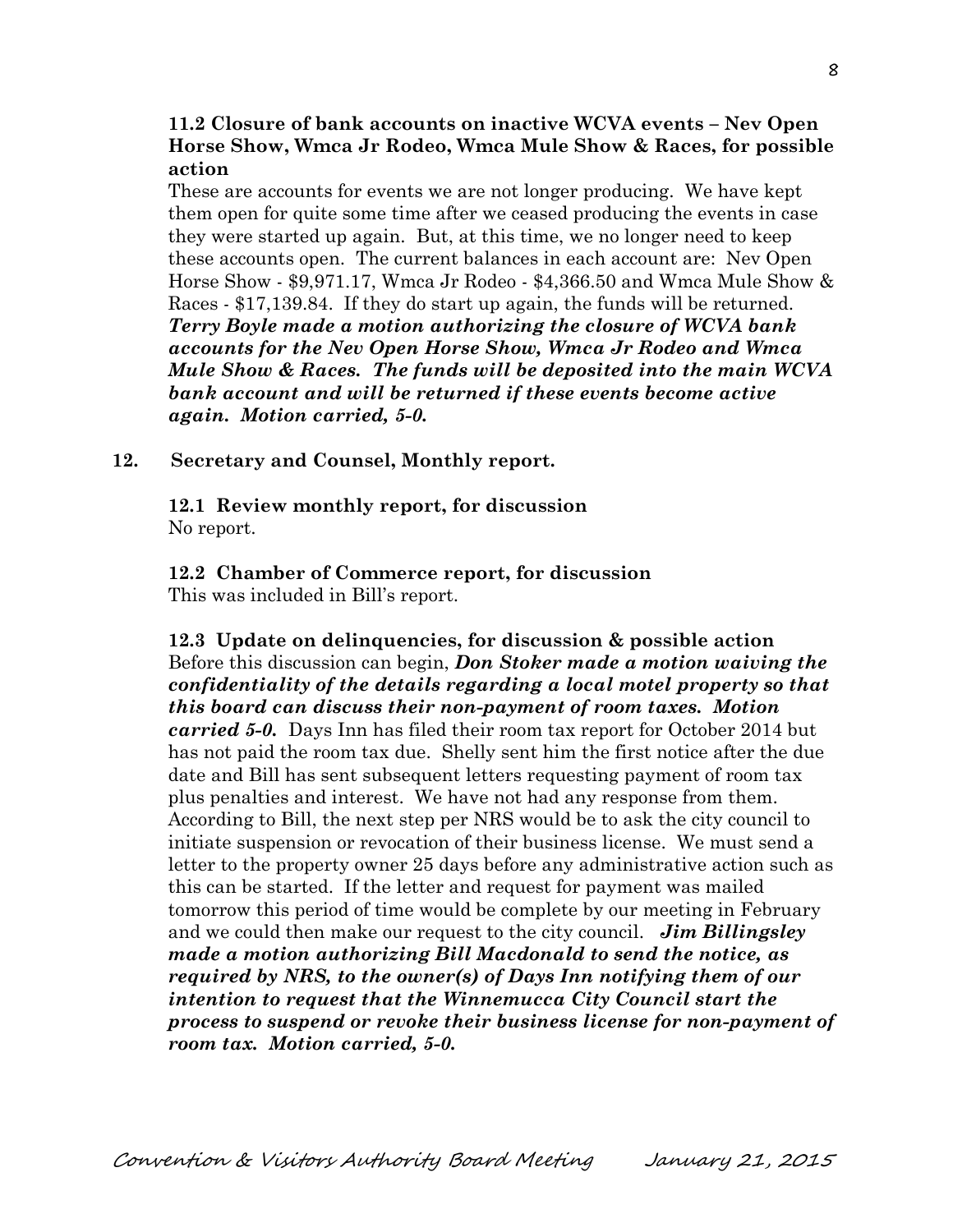**11.2 Closure of bank accounts on inactive WCVA events – Nev Open Horse Show, Wmca Jr Rodeo, Wmca Mule Show & Races, for possible action**

These are accounts for events we are not longer producing. We have kept them open for quite some time after we ceased producing the events in case they were started up again. But, at this time, we no longer need to keep these accounts open. The current balances in each account are: Nev Open Horse Show - $9,971.17, Wmca Jr Rodeo - $4,366.50 and Wmca Mule Show & Races - $17,139.84. If they do start up again, the funds will be returned. ***Terry Boyle made a motion authorizing the closure of WCVA bank accounts for the Nev Open Horse Show, Wmca Jr Rodeo and Wmca Mule Show & Races. The funds will be deposited into the main WCVA bank account and will be returned if these events become active again. Motion carried, 5-0.***

**12. Secretary and Counsel, Monthly report.**

**12.1 Review monthly report, for discussion**

No report.

**12.2 Chamber of Commerce report, for discussion**

This was included in Bill's report.

**12.3 Update on delinquencies, for discussion & possible action**

Before this discussion can begin, ***Don Stoker made a motion waiving the confidentiality of the details regarding a local motel property so that this board can discuss their non-payment of room taxes. Motion carried 5-0.*** Days Inn has filed their room tax report for October 2014 but has not paid the room tax due. Shelly sent him the first notice after the due date and Bill has sent subsequent letters requesting payment of room tax plus penalties and interest. We have not had any response from them. According to Bill, the next step per NRS would be to ask the city council to initiate suspension or revocation of their business license. We must send a letter to the property owner 25 days before any administrative action such as this can be started. If the letter and request for payment was mailed tomorrow this period of time would be complete by our meeting in February and we could then make our request to the city council. ***Jim Billingsley made a motion authorizing Bill Macdonald to send the notice, as required by NRS, to the owner(s) of Days Inn notifying them of our intention to request that the Winnemucca City Council start the process to suspend or revoke their business license for non-payment of room tax. Motion carried, 5-0.***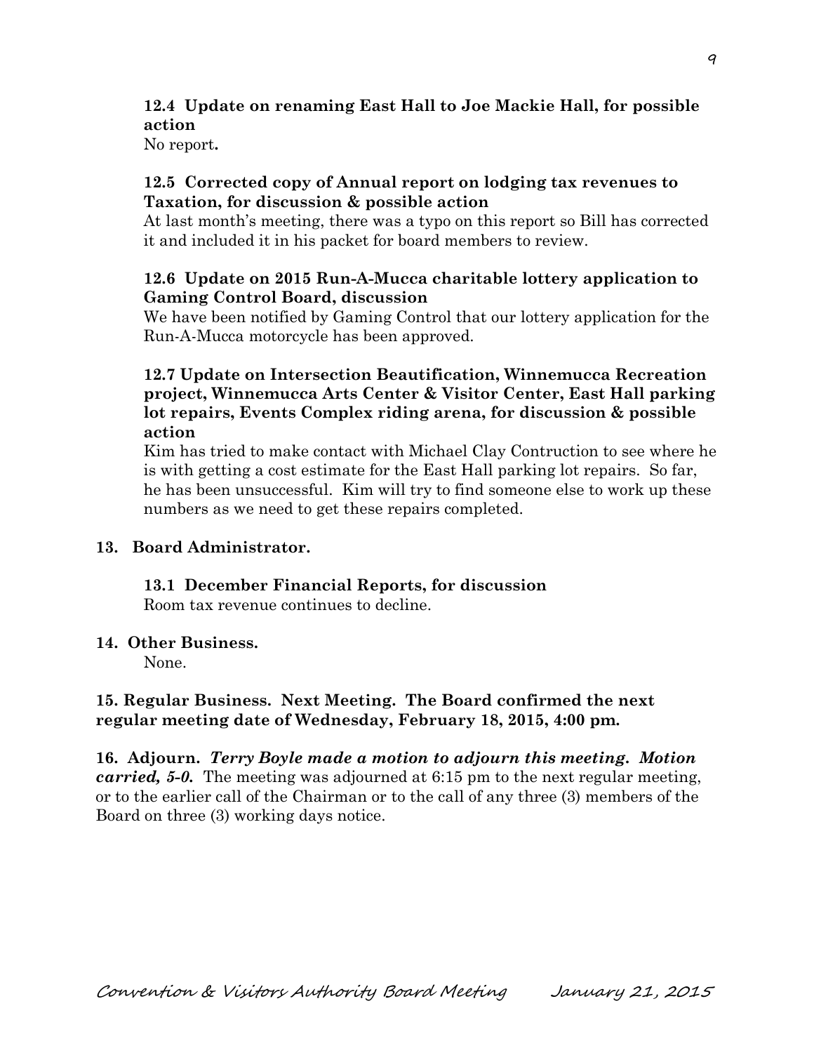**12.4 Update on renaming East Hall to Joe Mackie Hall, for possible action**

No report**.**

**12.5 Corrected copy of Annual report on lodging tax revenues to Taxation, for discussion & possible action**

At last month's meeting, there was a typo on this report so Bill has corrected it and included it in his packet for board members to review.

**12.6 Update on 2015 Run-A-Mucca charitable lottery application to Gaming Control Board, discussion**

We have been notified by Gaming Control that our lottery application for the Run-A-Mucca motorcycle has been approved.

**12.7 Update on Intersection Beautification, Winnemucca Recreation project, Winnemucca Arts Center & Visitor Center, East Hall parking lot repairs, Events Complex riding arena, for discussion & possible action**

Kim has tried to make contact with Michael Clay Contruction to see where he is with getting a cost estimate for the East Hall parking lot repairs. So far, he has been unsuccessful. Kim will try to find someone else to work up these numbers as we need to get these repairs completed.

**13. Board Administrator.**

**13.1 December Financial Reports, for discussion**

Room tax revenue continues to decline.

**14. Other Business.**

None.

**15. Regular Business. Next Meeting. The Board confirmed the next regular meeting date of Wednesday, February 18, 2015, 4:00 pm.**

**16. Adjourn.** ***Terry Boyle made a motion to adjourn this meeting. Motion carried, 5-0.*** The meeting was adjourned at 6:15 pm to the next regular meeting, or to the earlier call of the Chairman or to the call of any three (3) members of the Board on three (3) working days notice.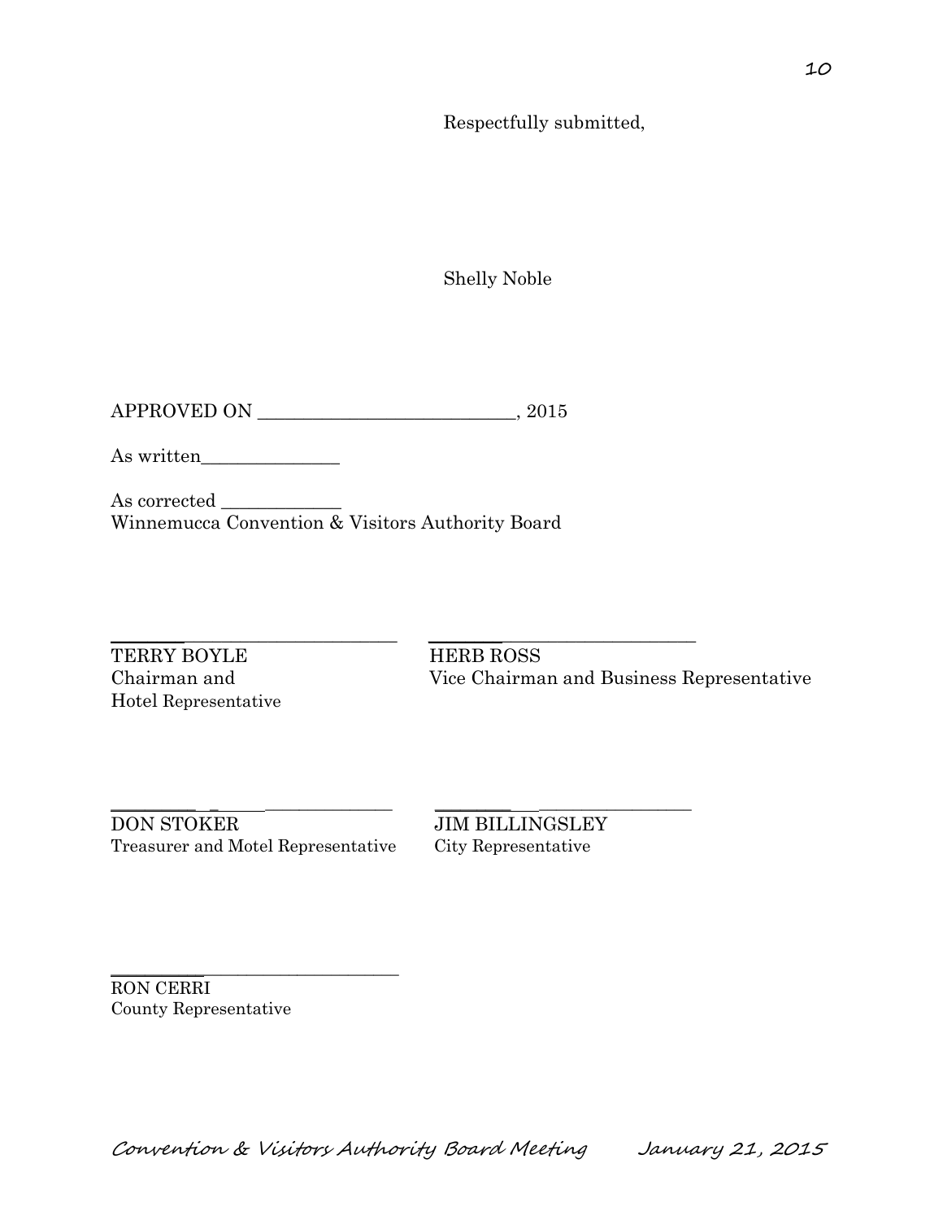Respectfully submitted,

Shelly Noble

APPROVED ON ____________________________, 2015

As written_______________

As corrected _____________
Winnemucca Convention & Visitors Authority Board

_________________________________

TERRY BOYLE
Chairman and
Hotel Representative

_________________________________

HERB ROSS
Vice Chairman and Business Representative

_________________________________

DON STOKER
Treasurer and Motel Representative

_________________________________

JIM BILLINGSLEY
City Representative

_________________________________

RON CERRI
County Representative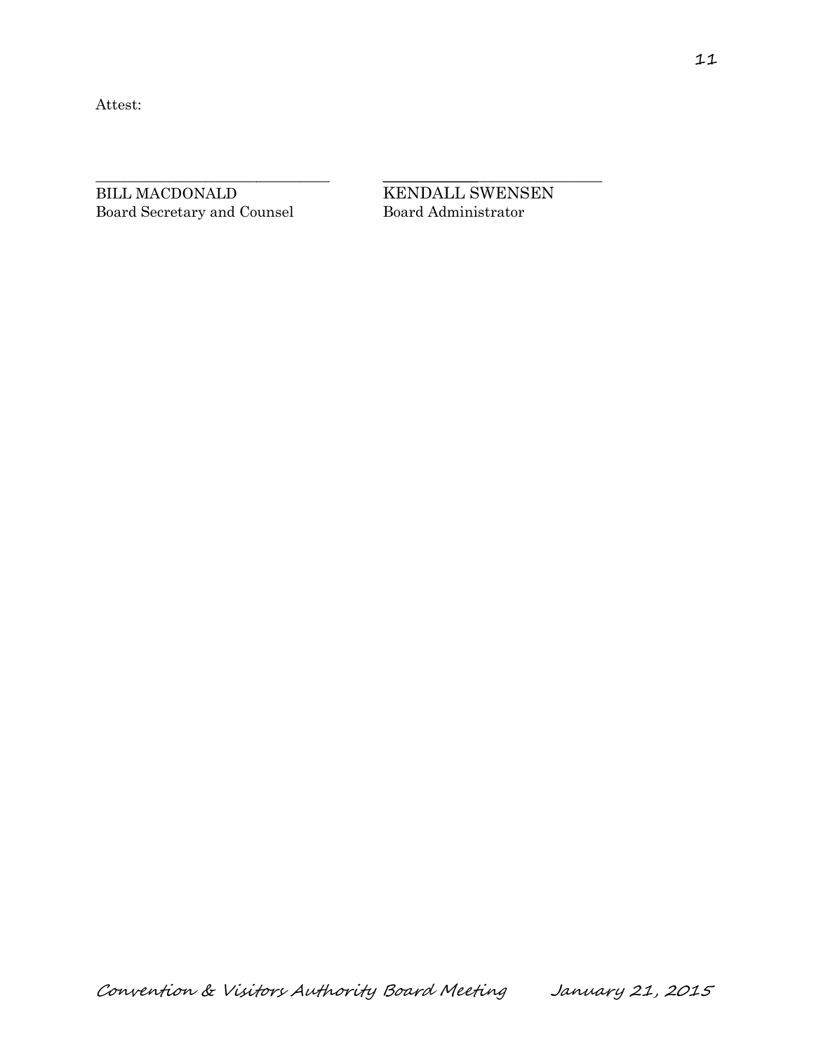Attest:

\_\_\_\_\_\_\_\_\_\_\_\_\_\_\_\_\_\_\_\_\_\_\_\_\_\_\_\_\_\_\_\_

BILL MACDONALD
Board Secretary and Counsel

\_\_\_\_\_\_\_\_\_\_\_\_\_\_\_\_\_\_\_\_\_\_\_\_\_\_\_\_\_\_\_\_

KENDALL SWENSEN
Board Administrator